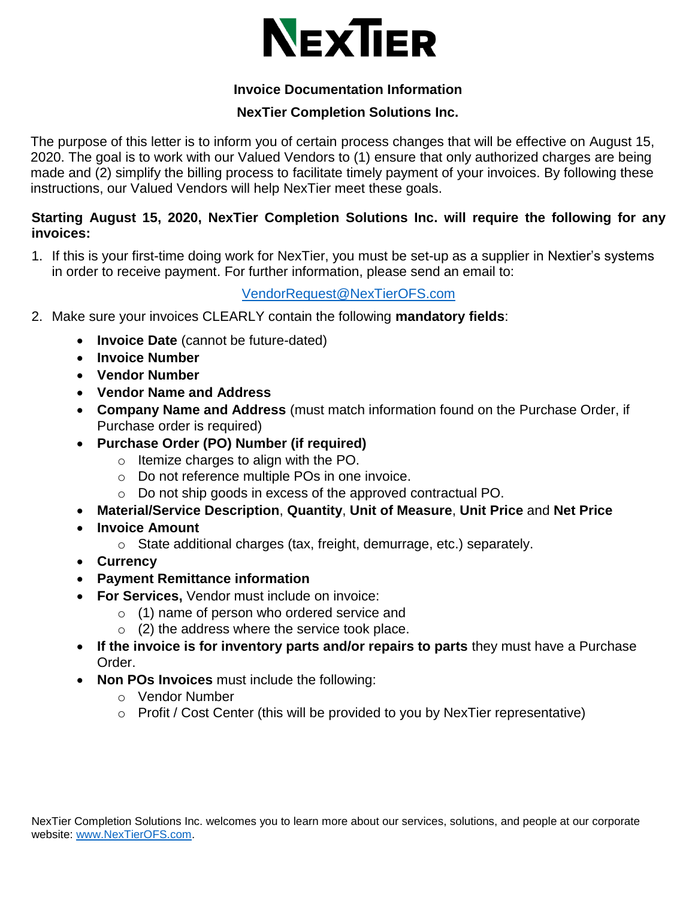# NexTier

## Invoice Documentation Information

## NexTier Completion Solutions Inc.

The purpose of this letter is to inform you of certain process changes that will be effective on August 15, 2020. The goal is to work with our Valued Vendors to (1) ensure that only authorized charges are being made and (2) simplify the billing process to facilitate timely payment of your invoices. By following these instructions, our Valued Vendors will help NexTier meet these goals.

**Starting August 15, 2020, NexTier Completion Solutions Inc. will require the following for any invoices:**

1. If this is your first-time doing work for NexTier, you must be set-up as a supplier in Nextier's systems in order to receive payment. For further information, please send an email to:

   VendorRequest@NexTierOFS.com

2. Make sure your invoices CLEARLY contain the following **mandatory fields**:
   - **Invoice Date** (cannot be future-dated)
   - **Invoice Number**
   - **Vendor Number**
   - **Vendor Name and Address**
   - **Company Name and Address** (must match information found on the Purchase Order, if Purchase order is required)
   - **Purchase Order (PO) Number (if required)**
     - Itemize charges to align with the PO.
     - Do not reference multiple POs in one invoice.
     - Do not ship goods in excess of the approved contractual PO.
   - **Material/Service Description**, **Quantity**, **Unit of Measure**, **Unit Price** and **Net Price**
   - **Invoice Amount**
     - State additional charges (tax, freight, demurrage, etc.) separately.
   - **Currency**
   - **Payment Remittance information**
   - **For Services,** Vendor must include on invoice:
     - (1) name of person who ordered service and
     - (2) the address where the service took place.
   - **If the invoice is for inventory parts and/or repairs to parts** they must have a Purchase Order.
   - **Non POs Invoices** must include the following:
     - Vendor Number
     - Profit / Cost Center (this will be provided to you by NexTier representative)

NexTier Completion Solutions Inc. welcomes you to learn more about our services, solutions, and people at our corporate website: www.NexTierOFS.com.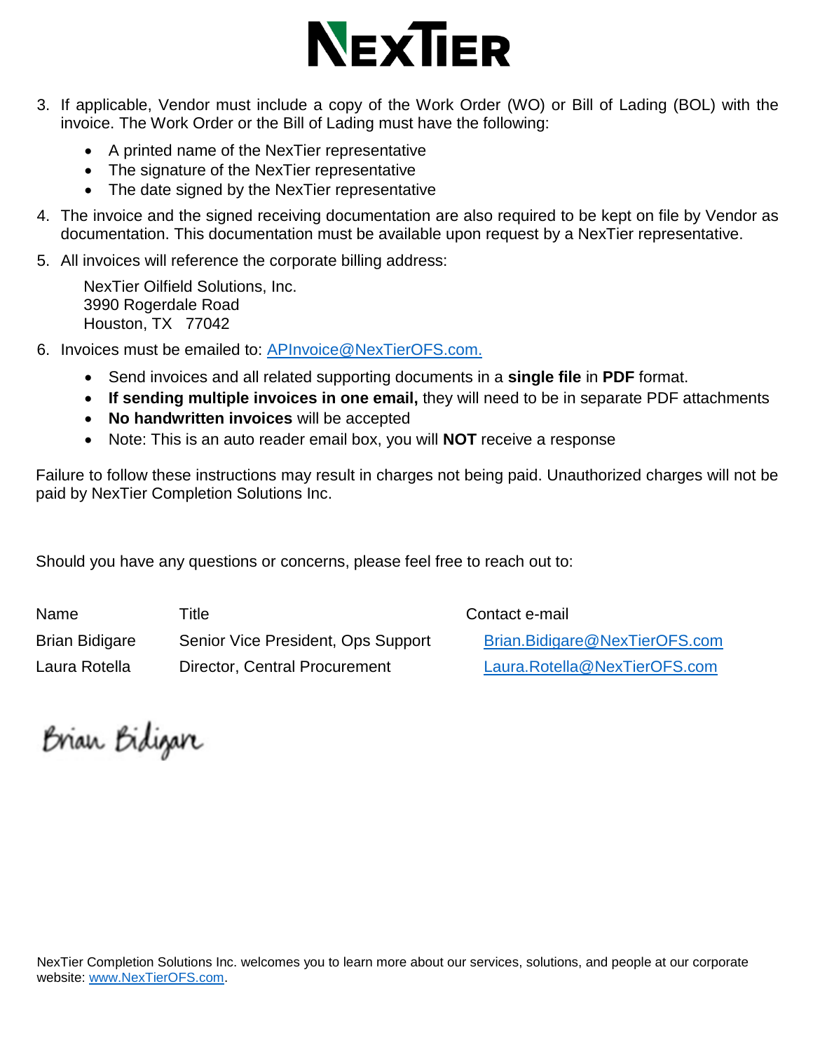NEXTIER

3. If applicable, Vendor must include a copy of the Work Order (WO) or Bill of Lading (BOL) with the invoice. The Work Order or the Bill of Lading must have the following:
   - A printed name of the NexTier representative
   - The signature of the NexTier representative
   - The date signed by the NexTier representative
4. The invoice and the signed receiving documentation are also required to be kept on file by Vendor as documentation. This documentation must be available upon request by a NexTier representative.
5. All invoices will reference the corporate billing address:

   NexTier Oilfield Solutions, Inc.
   3990 Rogerdale Road
   Houston, TX 77042
6. Invoices must be emailed to: APInvoice@NexTierOFS.com.
   - Send invoices and all related supporting documents in a **single file** in **PDF** format.
   - **If sending multiple invoices in one email,** they will need to be in separate PDF attachments
   - **No handwritten invoices** will be accepted
   - Note: This is an auto reader email box, you will **NOT** receive a response

Failure to follow these instructions may result in charges not being paid. Unauthorized charges will not be paid by NexTier Completion Solutions Inc.

Should you have any questions or concerns, please feel free to reach out to:

| Name | Title | Contact e-mail |
| --- | --- | --- |
| Brian Bidigare | Senior Vice President, Ops Support | Brian.Bidigare@NexTierOFS.com |
| Laura Rotella | Director, Central Procurement | Laura.Rotella@NexTierOFS.com |

Brian Bidigare

NexTier Completion Solutions Inc. welcomes you to learn more about our services, solutions, and people at our corporate website: www.NexTierOFS.com.